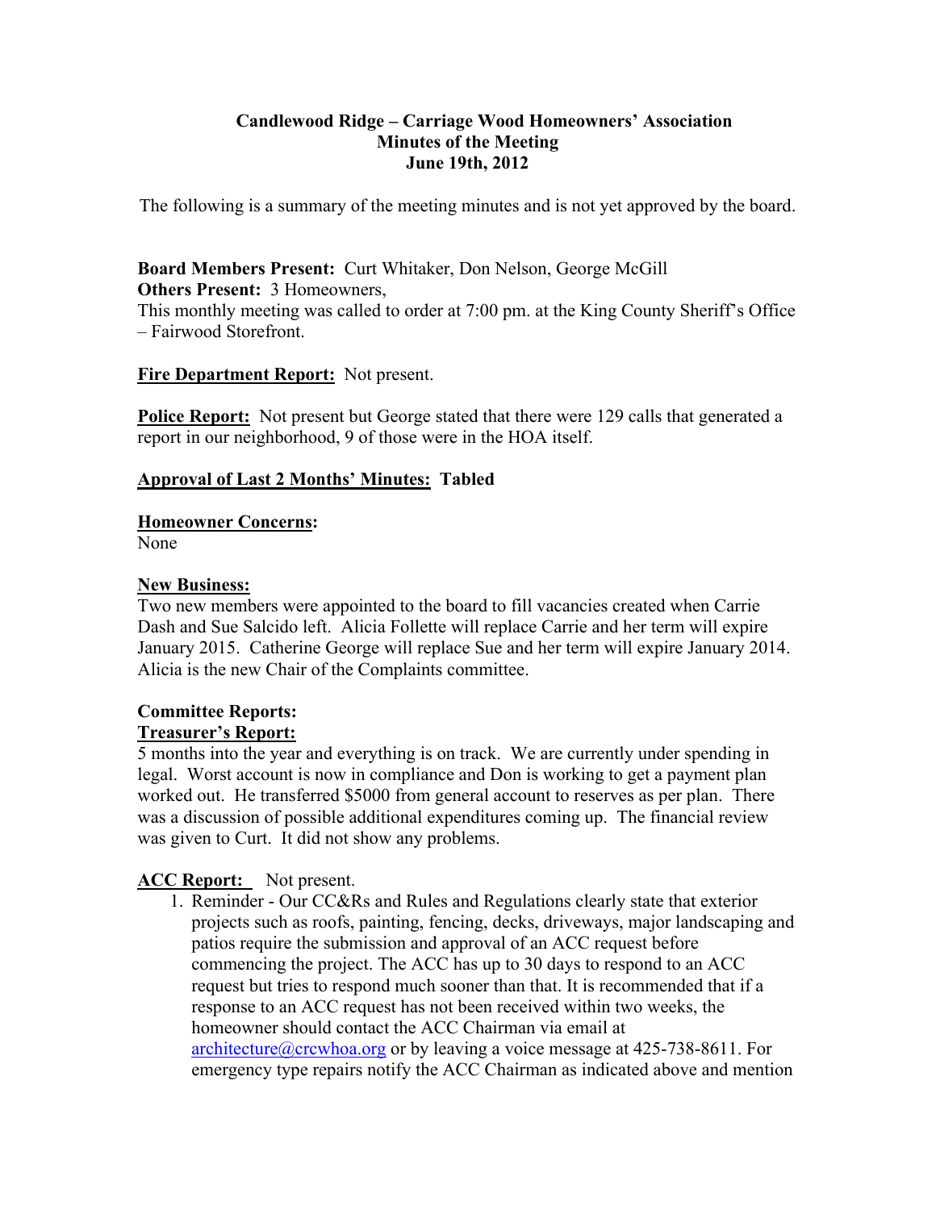# Candlewood Ridge – Carriage Wood Homeowners' Association
## Minutes of the Meeting
## June 19th, 2012

The following is a summary of the meeting minutes and is not yet approved by the board.

**Board Members Present:** Curt Whitaker, Don Nelson, George McGill
**Others Present:** 3 Homeowners,
This monthly meeting was called to order at 7:00 pm. at the King County Sheriff's Office – Fairwood Storefront.

**Fire Department Report:** Not present.

**Police Report:** Not present but George stated that there were 129 calls that generated a report in our neighborhood, 9 of those were in the HOA itself.

**Approval of Last 2 Months' Minutes: Tabled**

**Homeowner Concerns:**
None

**New Business:**
Two new members were appointed to the board to fill vacancies created when Carrie Dash and Sue Salcido left. Alicia Follette will replace Carrie and her term will expire January 2015. Catherine George will replace Sue and her term will expire January 2014. Alicia is the new Chair of the Complaints committee.

**Committee Reports:**
**Treasurer's Report:**
5 months into the year and everything is on track. We are currently under spending in legal. Worst account is now in compliance and Don is working to get a payment plan worked out. He transferred $5000 from general account to reserves as per plan. There was a discussion of possible additional expenditures coming up. The financial review was given to Curt. It did not show any problems.

**ACC Report:** Not present.

1. Reminder - Our CC&Rs and Rules and Regulations clearly state that exterior projects such as roofs, painting, fencing, decks, driveways, major landscaping and patios require the submission and approval of an ACC request before commencing the project. The ACC has up to 30 days to respond to an ACC request but tries to respond much sooner than that. It is recommended that if a response to an ACC request has not been received within two weeks, the homeowner should contact the ACC Chairman via email at architecture@crcwhoa.org or by leaving a voice message at 425-738-8611. For emergency type repairs notify the ACC Chairman as indicated above and mention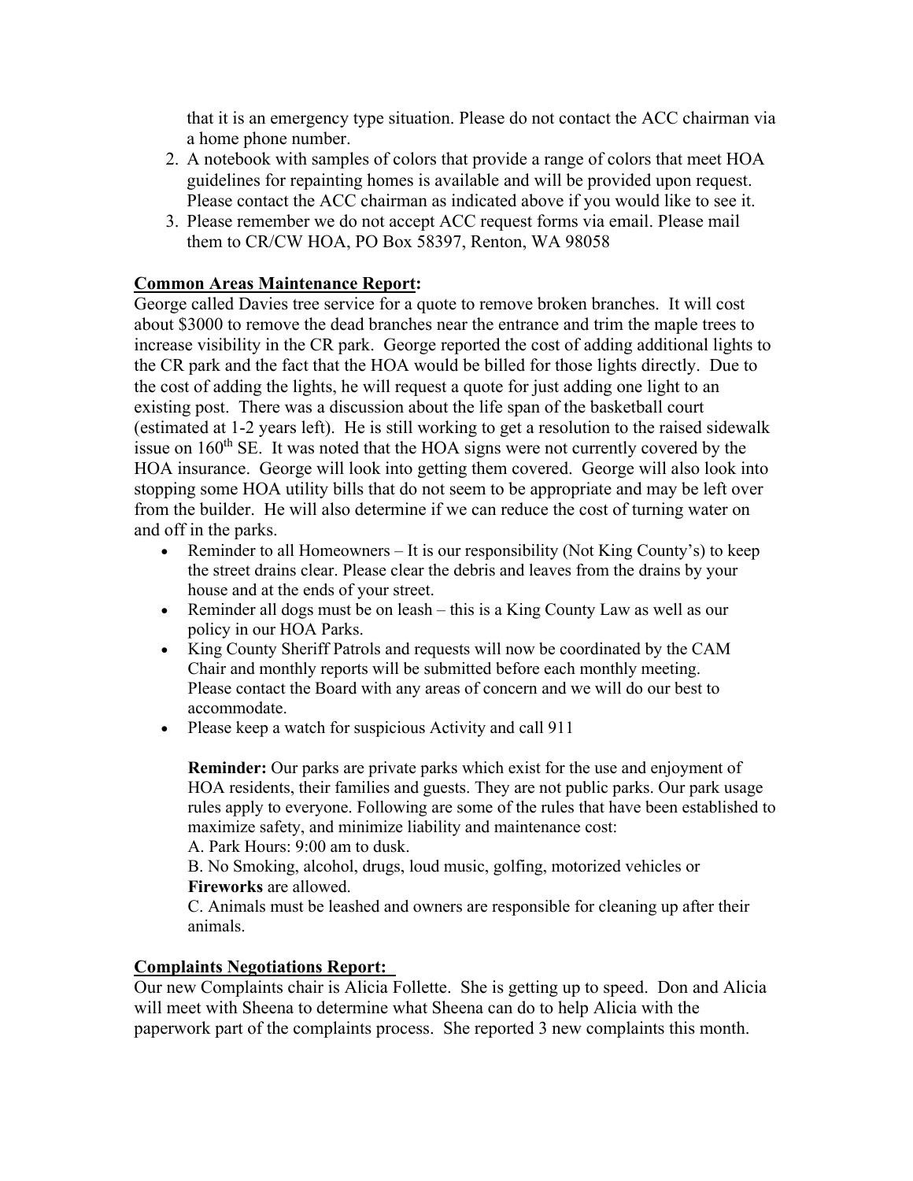that it is an emergency type situation. Please do not contact the ACC chairman via a home phone number.

2. A notebook with samples of colors that provide a range of colors that meet HOA guidelines for repainting homes is available and will be provided upon request. Please contact the ACC chairman as indicated above if you would like to see it.
3. Please remember we do not accept ACC request forms via email. Please mail them to CR/CW HOA, PO Box 58397, Renton, WA 98058

**Common Areas Maintenance Report:**

George called Davies tree service for a quote to remove broken branches. It will cost about $3000 to remove the dead branches near the entrance and trim the maple trees to increase visibility in the CR park. George reported the cost of adding additional lights to the CR park and the fact that the HOA would be billed for those lights directly. Due to the cost of adding the lights, he will request a quote for just adding one light to an existing post. There was a discussion about the life span of the basketball court (estimated at 1-2 years left). He is still working to get a resolution to the raised sidewalk issue on 160th SE. It was noted that the HOA signs were not currently covered by the HOA insurance. George will look into getting them covered. George will also look into stopping some HOA utility bills that do not seem to be appropriate and may be left over from the builder. He will also determine if we can reduce the cost of turning water on and off in the parks.

- Reminder to all Homeowners – It is our responsibility (Not King County's) to keep the street drains clear. Please clear the debris and leaves from the drains by your house and at the ends of your street.
- Reminder all dogs must be on leash – this is a King County Law as well as our policy in our HOA Parks.
- King County Sheriff Patrols and requests will now be coordinated by the CAM Chair and monthly reports will be submitted before each monthly meeting. Please contact the Board with any areas of concern and we will do our best to accommodate.
- Please keep a watch for suspicious Activity and call 911

  **Reminder:** Our parks are private parks which exist for the use and enjoyment of HOA residents, their families and guests. They are not public parks. Our park usage rules apply to everyone. Following are some of the rules that have been established to maximize safety, and minimize liability and maintenance cost:

  A. Park Hours: 9:00 am to dusk.

  B. No Smoking, alcohol, drugs, loud music, golfing, motorized vehicles or **Fireworks** are allowed.

  C. Animals must be leashed and owners are responsible for cleaning up after their animals.

**Complaints Negotiations Report:**

Our new Complaints chair is Alicia Follette. She is getting up to speed. Don and Alicia will meet with Sheena to determine what Sheena can do to help Alicia with the paperwork part of the complaints process. She reported 3 new complaints this month.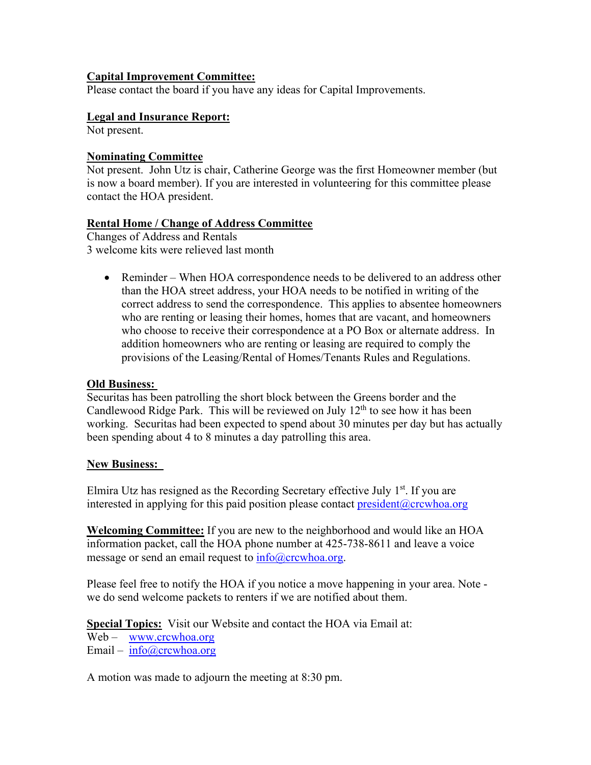**Capital Improvement Committee:**
Please contact the board if you have any ideas for Capital Improvements.

**Legal and Insurance Report:**
Not present.

**Nominating Committee**
Not present. John Utz is chair, Catherine George was the first Homeowner member (but is now a board member). If you are interested in volunteering for this committee please contact the HOA president.

**Rental Home / Change of Address Committee**
Changes of Address and Rentals
3 welcome kits were relieved last month

- Reminder – When HOA correspondence needs to be delivered to an address other than the HOA street address, your HOA needs to be notified in writing of the correct address to send the correspondence. This applies to absentee homeowners who are renting or leasing their homes, homes that are vacant, and homeowners who choose to receive their correspondence at a PO Box or alternate address. In addition homeowners who are renting or leasing are required to comply the provisions of the Leasing/Rental of Homes/Tenants Rules and Regulations.

**Old Business:**
Securitas has been patrolling the short block between the Greens border and the Candlewood Ridge Park. This will be reviewed on July 12th to see how it has been working. Securitas had been expected to spend about 30 minutes per day but has actually been spending about 4 to 8 minutes a day patrolling this area.

**New Business:**

Elmira Utz has resigned as the Recording Secretary effective July 1st. If you are interested in applying for this paid position please contact president@crcwhoa.org

**Welcoming Committee:** If you are new to the neighborhood and would like an HOA information packet, call the HOA phone number at 425-738-8611 and leave a voice message or send an email request to info@crcwhoa.org.

Please feel free to notify the HOA if you notice a move happening in your area. Note - we do send welcome packets to renters if we are notified about them.

**Special Topics:** Visit our Website and contact the HOA via Email at:
Web – www.crcwhoa.org
Email – info@crcwhoa.org

A motion was made to adjourn the meeting at 8:30 pm.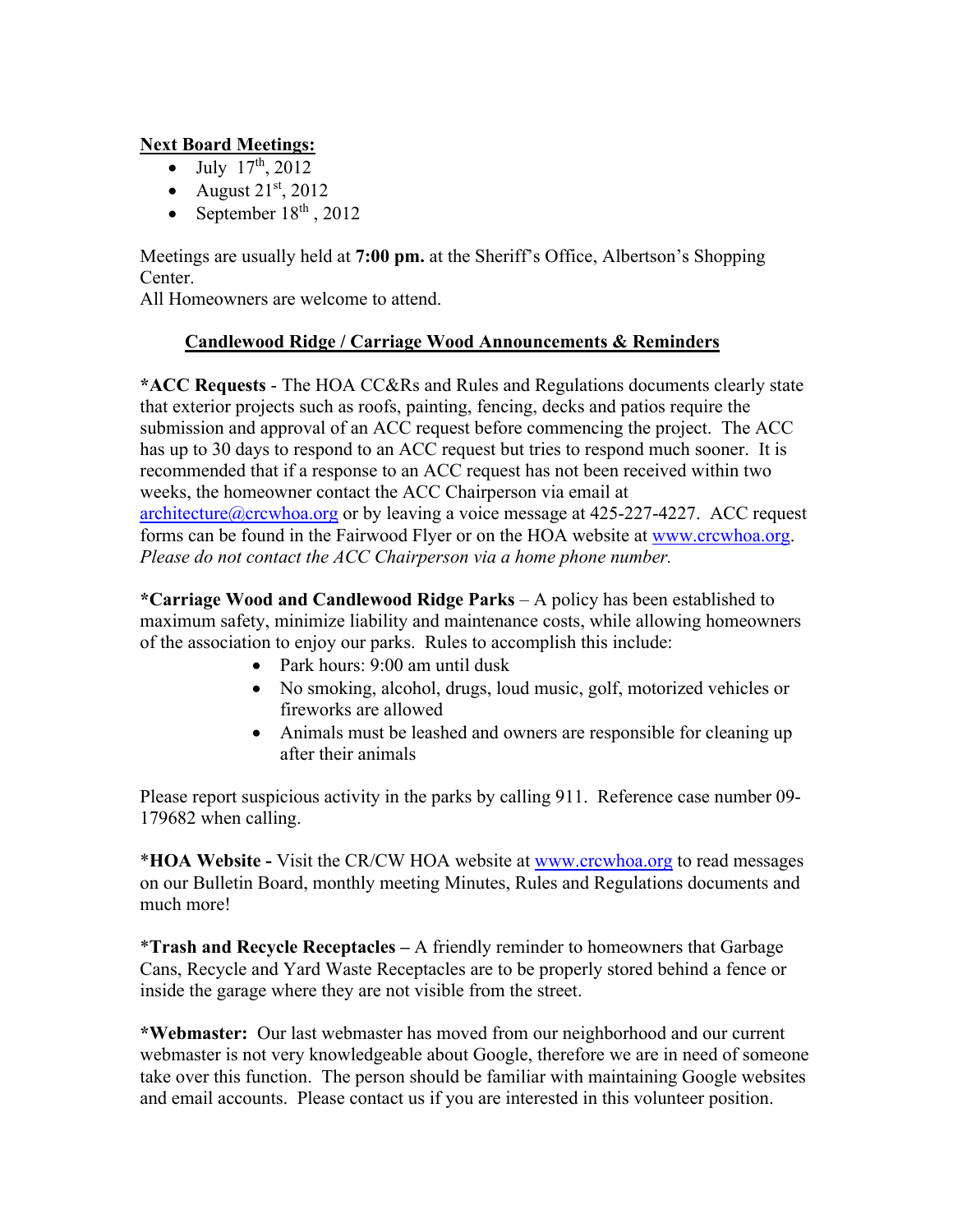**Next Board Meetings:**

- July 17th, 2012
- August 21st, 2012
- September 18th , 2012

Meetings are usually held at **7:00 pm.** at the Sheriff's Office, Albertson's Shopping Center.
All Homeowners are welcome to attend.

## Candlewood Ridge / Carriage Wood Announcements & Reminders

***ACC Requests** - The HOA CC&Rs and Rules and Regulations documents clearly state that exterior projects such as roofs, painting, fencing, decks and patios require the submission and approval of an ACC request before commencing the project. The ACC has up to 30 days to respond to an ACC request but tries to respond much sooner. It is recommended that if a response to an ACC request has not been received within two weeks, the homeowner contact the ACC Chairperson via email at architecture@crcwhoa.org or by leaving a voice message at 425-227-4227. ACC request forms can be found in the Fairwood Flyer or on the HOA website at www.crcwhoa.org. *Please do not contact the ACC Chairperson via a home phone number.*

***Carriage Wood and Candlewood Ridge Parks** – A policy has been established to maximum safety, minimize liability and maintenance costs, while allowing homeowners of the association to enjoy our parks. Rules to accomplish this include:

- Park hours: 9:00 am until dusk
- No smoking, alcohol, drugs, loud music, golf, motorized vehicles or fireworks are allowed
- Animals must be leashed and owners are responsible for cleaning up after their animals

Please report suspicious activity in the parks by calling 911. Reference case number 09-179682 when calling.

***HOA Website -** Visit the CR/CW HOA website at www.crcwhoa.org to read messages on our Bulletin Board, monthly meeting Minutes, Rules and Regulations documents and much more!

***Trash and Recycle Receptacles –** A friendly reminder to homeowners that Garbage Cans, Recycle and Yard Waste Receptacles are to be properly stored behind a fence or inside the garage where they are not visible from the street.

***Webmaster:** Our last webmaster has moved from our neighborhood and our current webmaster is not very knowledgeable about Google, therefore we are in need of someone take over this function. The person should be familiar with maintaining Google websites and email accounts. Please contact us if you are interested in this volunteer position.